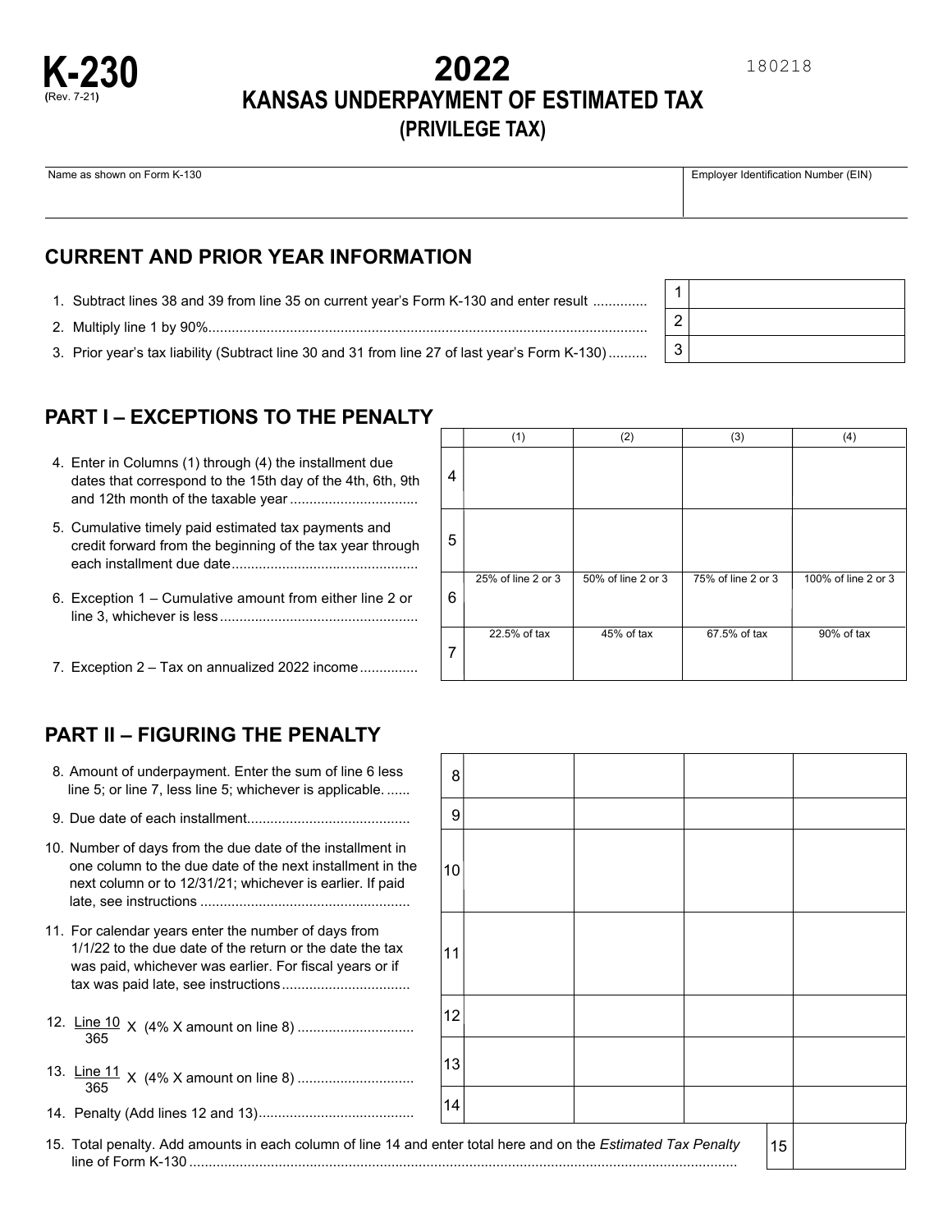# K-230

(Rev. 7-21)

# 2022
## KANSAS UNDERPAYMENT OF ESTIMATED TAX
## (PRIVILEGE TAX)

180218

| Name as shown on Form K-130 | Employer Identification Number (EIN) |
|---|---|
| | |

## CURRENT AND PRIOR YEAR INFORMATION

| | | |
|---|---|---|
| 1. Subtract lines 38 and 39 from line 35 on current year's Form K-130 and enter result .............. | 1 | |
| 2. Multiply line 1 by 90%................................................................................................................ | 2 | |
| 3. Prior year's tax liability (Subtract line 30 and 31 from line 27 of last year's Form K-130).......... | 3 | |

## PART I – EXCEPTIONS TO THE PENALTY

| | | (1) | (2) | (3) | (4) |
|---|---|---|---|---|---|
| 4. Enter in Columns (1) through (4) the installment due dates that correspond to the 15th day of the 4th, 6th, 9th and 12th month of the taxable year ................................ | 4 | | | | |
| 5. Cumulative timely paid estimated tax payments and credit forward from the beginning of the tax year through each installment due date............................................... | 5 | | | | |
| 6. Exception 1 – Cumulative amount from either line 2 or line 3, whichever is less.................................................. | 6 | 25% of line 2 or 3 | 50% of line 2 or 3 | 75% of line 2 or 3 | 100% of line 2 or 3 |
| 7. Exception 2 – Tax on annualized 2022 income.............. | 7 | 22.5% of tax | 45% of tax | 67.5% of tax | 90% of tax |

## PART II – FIGURING THE PENALTY

| | | | | | |
|---|---|---|---|---|---|
| 8. Amount of underpayment. Enter the sum of line 6 less line 5; or line 7, less line 5; whichever is applicable. ...... | 8 | | | | |
| 9. Due date of each installment......................................... | 9 | | | | |
| 10. Number of days from the due date of the installment in one column to the due date of the next installment in the next column or to 12/31/21; whichever is earlier. If paid late, see instructions ..................................................... | 10 | | | | |
| 11. For calendar years enter the number of days from 1/1/22 to the due date of the return or the date the tax was paid, whichever was earlier. For fiscal years or if tax was paid late, see instructions ................................ | 11 | | | | |
| 12. $\frac{\text{Line 10}}{365}$ X (4% X amount on line 8) ............................. | 12 | | | | |
| 13. $\frac{\text{Line 11}}{365}$ X (4% X amount on line 8) ............................. | 13 | | | | |
| 14. Penalty (Add lines 12 and 13)....................................... | 14 | | | | |

| | | |
|---|---|---|
| 15. Total penalty. Add amounts in each column of line 14 and enter total here and on the *Estimated Tax Penalty* line of Form K-130 .......................................................................................................................................... | 15 | |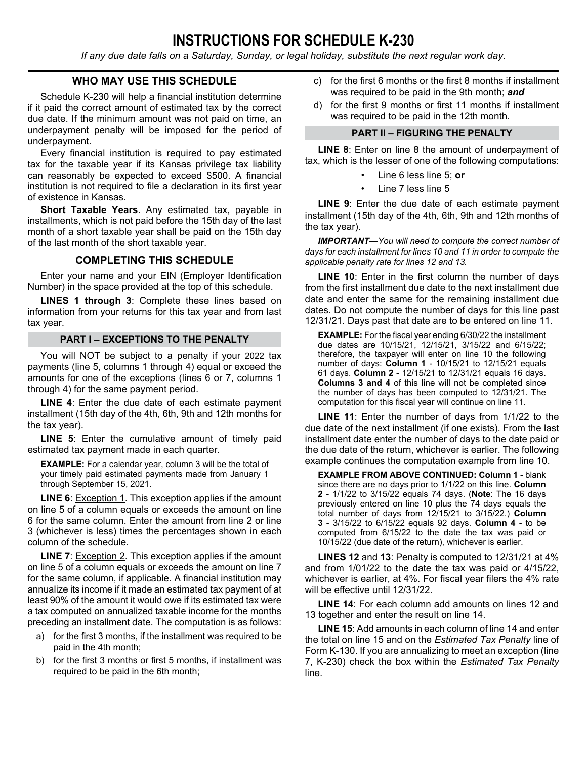# INSTRUCTIONS FOR SCHEDULE K-230

*If any due date falls on a Saturday, Sunday, or legal holiday, substitute the next regular work day.*

## WHO MAY USE THIS SCHEDULE

Schedule K-230 will help a financial institution determine if it paid the correct amount of estimated tax by the correct due date. If the minimum amount was not paid on time, an underpayment penalty will be imposed for the period of underpayment.

Every financial institution is required to pay estimated tax for the taxable year if its Kansas privilege tax liability can reasonably be expected to exceed $500. A financial institution is not required to file a declaration in its first year of existence in Kansas.

**Short Taxable Years**. Any estimated tax, payable in installments, which is not paid before the 15th day of the last month of a short taxable year shall be paid on the 15th day of the last month of the short taxable year.

## COMPLETING THIS SCHEDULE

Enter your name and your EIN (Employer Identification Number) in the space provided at the top of this schedule.

**LINES 1 through 3**: Complete these lines based on information from your returns for this tax year and from last tax year.

### PART I – EXCEPTIONS TO THE PENALTY

You will NOT be subject to a penalty if your 2022 tax payments (line 5, columns 1 through 4) equal or exceed the amounts for one of the exceptions (lines 6 or 7, columns 1 through 4) for the same payment period.

**LINE 4**: Enter the due date of each estimate payment installment (15th day of the 4th, 6th, 9th and 12th months for the tax year).

**LINE 5**: Enter the cumulative amount of timely paid estimated tax payment made in each quarter.

**EXAMPLE:** For a calendar year, column 3 will be the total of your timely paid estimated payments made from January 1 through September 15, 2021.

**LINE 6**: Exception 1. This exception applies if the amount on line 5 of a column equals or exceeds the amount on line 6 for the same column. Enter the amount from line 2 or line 3 (whichever is less) times the percentages shown in each column of the schedule.

**LINE 7**: Exception 2. This exception applies if the amount on line 5 of a column equals or exceeds the amount on line 7 for the same column, if applicable. A financial institution may annualize its income if it made an estimated tax payment of at least 90% of the amount it would owe if its estimated tax were a tax computed on annualized taxable income for the months preceding an installment date. The computation is as follows:

a) for the first 3 months, if the installment was required to be paid in the 4th month;

b) for the first 3 months or first 5 months, if installment was required to be paid in the 6th month;

c) for the first 6 months or the first 8 months if installment was required to be paid in the 9th month; ***and***

d) for the first 9 months or first 11 months if installment was required to be paid in the 12th month.

### PART II – FIGURING THE PENALTY

**LINE 8**: Enter on line 8 the amount of underpayment of tax, which is the lesser of one of the following computations:

- Line 6 less line 5; **or**
- Line 7 less line 5

**LINE 9**: Enter the due date of each estimate payment installment (15th day of the 4th, 6th, 9th and 12th months of the tax year).

***IMPORTANT****—You will need to compute the correct number of days for each installment for lines 10 and 11 in order to compute the applicable penalty rate for lines 12 and 13.*

**LINE 10**: Enter in the first column the number of days from the first installment due date to the next installment due date and enter the same for the remaining installment due dates. Do not compute the number of days for this line past 12/31/21. Days past that date are to be entered on line 11.

**EXAMPLE:** For the fiscal year ending 6/30/22 the installment due dates are 10/15/21, 12/15/21, 3/15/22 and 6/15/22; therefore, the taxpayer will enter on line 10 the following number of days: **Column 1** - 10/15/21 to 12/15/21 equals 61 days. **Column 2** - 12/15/21 to 12/31/21 equals 16 days. **Columns 3 and 4** of this line will not be completed since the number of days has been computed to 12/31/21. The computation for this fiscal year will continue on line 11.

**LINE 11**: Enter the number of days from 1/1/22 to the due date of the next installment (if one exists). From the last installment date enter the number of days to the date paid or the due date of the return, whichever is earlier. The following example continues the computation example from line 10.

**EXAMPLE FROM ABOVE CONTINUED: Column 1** - blank since there are no days prior to 1/1/22 on this line. **Column 2** - 1/1/22 to 3/15/22 equals 74 days. (**Note**: The 16 days previously entered on line 10 plus the 74 days equals the total number of days from 12/15/21 to 3/15/22.) **Column 3** - 3/15/22 to 6/15/22 equals 92 days. **Column 4** - to be computed from 6/15/22 to the date the tax was paid or 10/15/22 (due date of the return), whichever is earlier.

**LINES 12** and **13**: Penalty is computed to 12/31/21 at 4% and from 1/01/22 to the date the tax was paid or 4/15/22, whichever is earlier, at 4%. For fiscal year filers the 4% rate will be effective until 12/31/22.

**LINE 14**: For each column add amounts on lines 12 and 13 together and enter the result on line 14.

**LINE 15**: Add amounts in each column of line 14 and enter the total on line 15 and on the *Estimated Tax Penalty* line of Form K-130. If you are annualizing to meet an exception (line 7, K-230) check the box within the *Estimated Tax Penalty* line.